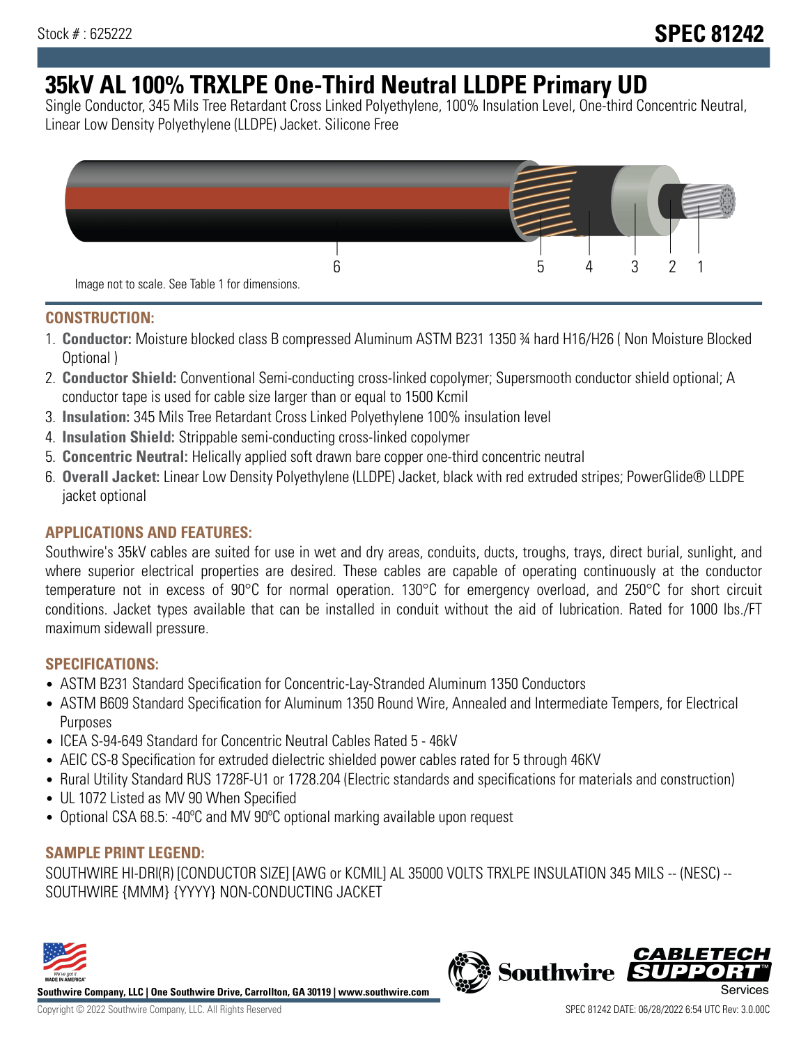Stock # : 625222

# SPEC 81242

# 35kV AL 100% TRXLPE One-Third Neutral LLDPE Primary UD

Single Conductor, 345 Mils Tree Retardant Cross Linked Polyethylene, 100% Insulation Level, One-third Concentric Neutral, Linear Low Density Polyethylene (LLDPE) Jacket. Silicone Free

6 5 4 3 2 1

Image not to scale. See Table 1 for dimensions.

## CONSTRUCTION:

1. **Conductor:** Moisture blocked class B compressed Aluminum ASTM B231 1350 ¾ hard H16/H26 ( Non Moisture Blocked Optional )
2. **Conductor Shield:** Conventional Semi-conducting cross-linked copolymer; Supersmooth conductor shield optional; A conductor tape is used for cable size larger than or equal to 1500 Kcmil
3. **Insulation:** 345 Mils Tree Retardant Cross Linked Polyethylene 100% insulation level
4. **Insulation Shield:** Strippable semi-conducting cross-linked copolymer
5. **Concentric Neutral:** Helically applied soft drawn bare copper one-third concentric neutral
6. **Overall Jacket:** Linear Low Density Polyethylene (LLDPE) Jacket, black with red extruded stripes; PowerGlide® LLDPE jacket optional

## APPLICATIONS AND FEATURES:

Southwire's 35kV cables are suited for use in wet and dry areas, conduits, ducts, troughs, trays, direct burial, sunlight, and where superior electrical properties are desired. These cables are capable of operating continuously at the conductor temperature not in excess of 90°C for normal operation. 130°C for emergency overload, and 250°C for short circuit conditions. Jacket types available that can be installed in conduit without the aid of lubrication. Rated for 1000 lbs./FT maximum sidewall pressure.

## SPECIFICATIONS:

- ASTM B231 Standard Specification for Concentric-Lay-Stranded Aluminum 1350 Conductors
- ASTM B609 Standard Specification for Aluminum 1350 Round Wire, Annealed and Intermediate Tempers, for Electrical Purposes
- ICEA S-94-649 Standard for Concentric Neutral Cables Rated 5 - 46kV
- AEIC CS-8 Specification for extruded dielectric shielded power cables rated for 5 through 46KV
- Rural Utility Standard RUS 1728F-U1 or 1728.204 (Electric standards and specifications for materials and construction)
- UL 1072 Listed as MV 90 When Specified
- Optional CSA 68.5: -40ºC and MV 90ºC optional marking available upon request

## SAMPLE PRINT LEGEND:

SOUTHWIRE HI-DRI(R) [CONDUCTOR SIZE] [AWG or KCMIL] AL 35000 VOLTS TRXLPE INSULATION 345 MILS -- (NESC) -- SOUTHWIRE {MMM} {YYYY} NON-CONDUCTING JACKET

**Southwire Company, LLC | One Southwire Drive, Carrollton, GA 30119 | www.southwire.com**

Copyright © 2022 Southwire Company, LLC. All Rights Reserved

SPEC 81242 DATE: 06/28/2022 6:54 UTC Rev: 3.0.00C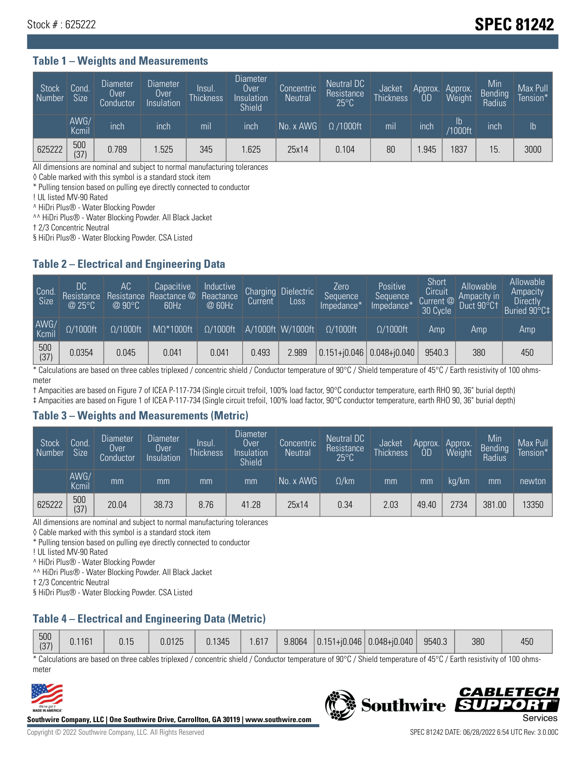Stock # : 625222

# SPEC 81242

## Table 1 – Weights and Measurements

| Stock Number | Cond. Size | Diameter Over Conductor | Diameter Over Insulation | Insul. Thickness | Diameter Over Insulation Shield | Concentric Neutral | Neutral DC Resistance 25°C | Jacket Thickness | Approx. OD | Approx. Weight | Min Bending Radius | Max Pull Tension* |
|---|---|---|---|---|---|---|---|---|---|---|---|---|
| | AWG/ Kcmil | inch | inch | mil | inch | No. x AWG | Ω /1000ft | mil | inch | lb /1000ft | inch | lb |
| 625222 | 500 (37) | 0.789 | 1.525 | 345 | 1.625 | 25x14 | 0.104 | 80 | 1.945 | 1837 | 15. | 3000 |

All dimensions are nominal and subject to normal manufacturing tolerances

◊ Cable marked with this symbol is a standard stock item

* Pulling tension based on pulling eye directly connected to conductor

! UL listed MV-90 Rated

^ HiDri Plus® - Water Blocking Powder

^^ HiDri Plus® - Water Blocking Powder. All Black Jacket

† 2/3 Concentric Neutral

§ HiDri Plus® - Water Blocking Powder. CSA Listed

## Table 2 – Electrical and Engineering Data

| Cond. Size | DC Resistance @ 25°C | AC Resistance @ 90°C | Capacitive Reactance @ 60Hz | Inductive Reactance @ 60Hz | Charging Current | Dielectric Loss | Zero Sequence Impedance* | Positive Sequence Impedance* | Short Circuit Current @ 30 Cycle | Allowable Ampacity in Duct 90°C† | Allowable Ampacity Directly Buried 90°C‡ |
|---|---|---|---|---|---|---|---|---|---|---|---|
| AWG/ Kcmil | Ω/1000ft | Ω/1000ft | MΩ*1000ft | Ω/1000ft | A/1000ft | W/1000ft | Ω/1000ft | Ω/1000ft | Amp | Amp | Amp |
| 500 (37) | 0.0354 | 0.045 | 0.041 | 0.041 | 0.493 | 2.989 | 0.151+j0.046 | 0.048+j0.040 | 9540.3 | 380 | 450 |

* Calculations are based on three cables triplexed / concentric shield / Conductor temperature of 90°C / Shield temperature of 45°C / Earth resistivity of 100 ohms-meter

† Ampacities are based on Figure 7 of ICEA P-117-734 (Single circuit trefoil, 100% load factor, 90°C conductor temperature, earth RHO 90, 36" burial depth)

‡ Ampacities are based on Figure 1 of ICEA P-117-734 (Single circuit trefoil, 100% load factor, 90°C conductor temperature, earth RHO 90, 36" burial depth)

## Table 3 – Weights and Measurements (Metric)

| Stock Number | Cond. Size | Diameter Over Conductor | Diameter Over Insulation | Insul. Thickness | Diameter Over Insulation Shield | Concentric Neutral | Neutral DC Resistance 25°C | Jacket Thickness | Approx. OD | Approx. Weight | Min Bending Radius | Max Pull Tension* |
|---|---|---|---|---|---|---|---|---|---|---|---|---|
| | AWG/ Kcmil | mm | mm | mm | mm | No. x AWG | Ω/km | mm | mm | kg/km | mm | newton |
| 625222 | 500 (37) | 20.04 | 38.73 | 8.76 | 41.28 | 25x14 | 0.34 | 2.03 | 49.40 | 2734 | 381.00 | 13350 |

All dimensions are nominal and subject to normal manufacturing tolerances

◊ Cable marked with this symbol is a standard stock item

* Pulling tension based on pulling eye directly connected to conductor

! UL listed MV-90 Rated

^ HiDri Plus® - Water Blocking Powder

^^ HiDri Plus® - Water Blocking Powder. All Black Jacket

† 2/3 Concentric Neutral

§ HiDri Plus® - Water Blocking Powder. CSA Listed

## Table 4 – Electrical and Engineering Data (Metric)

| | | | | | | | | | | | |
|---|---|---|---|---|---|---|---|---|---|---|---|
| 500 (37) | 0.1161 | 0.15 | 0.0125 | 0.1345 | 1.617 | 9.8064 | 0.151+j0.046 | 0.048+j0.040 | 9540.3 | 380 | 450 |

* Calculations are based on three cables triplexed / concentric shield / Conductor temperature of 90°C / Shield temperature of 45°C / Earth resistivity of 100 ohms-meter

Southwire Company, LLC | One Southwire Drive, Carrollton, GA 30119 | www.southwire.com

Copyright © 2022 Southwire Company, LLC. All Rights Reserved

SPEC 81242 DATE: 06/28/2022 6:54 UTC Rev: 3.0.00C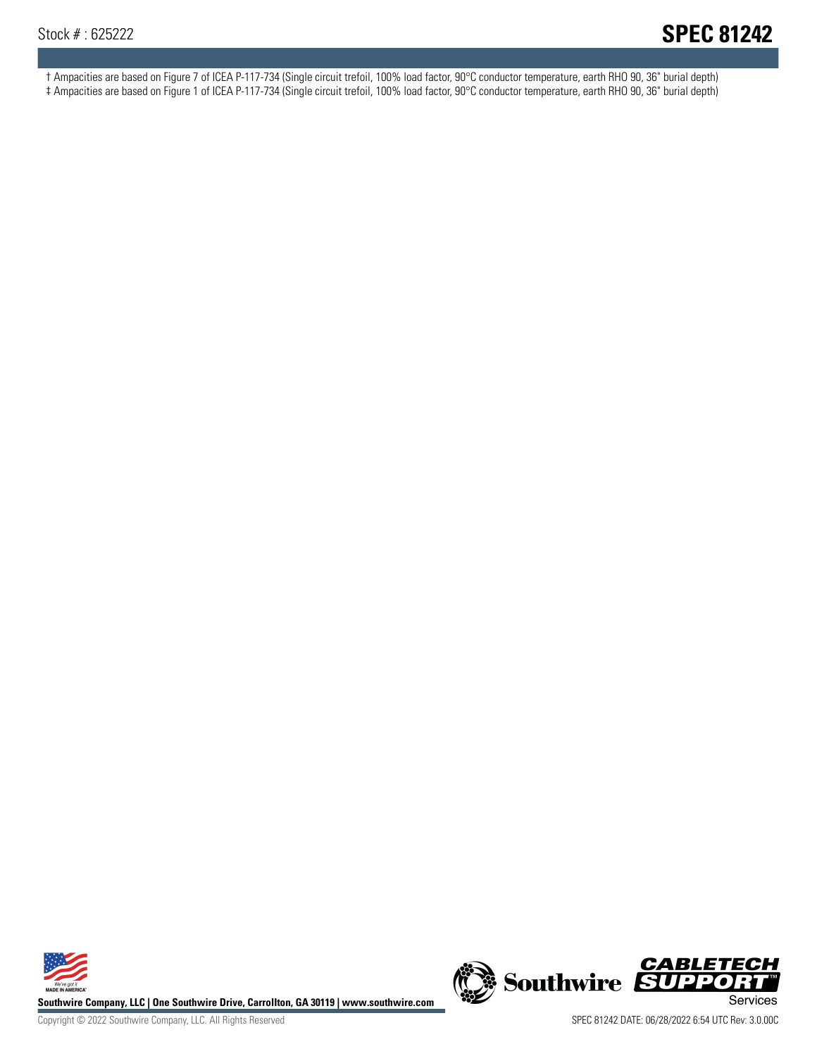† Ampacities are based on Figure 7 of ICEA P-117-734 (Single circuit trefoil, 100% load factor, 90°C conductor temperature, earth RHO 90, 36" burial depth)

‡ Ampacities are based on Figure 1 of ICEA P-117-734 (Single circuit trefoil, 100% load factor, 90°C conductor temperature, earth RHO 90, 36" burial depth)